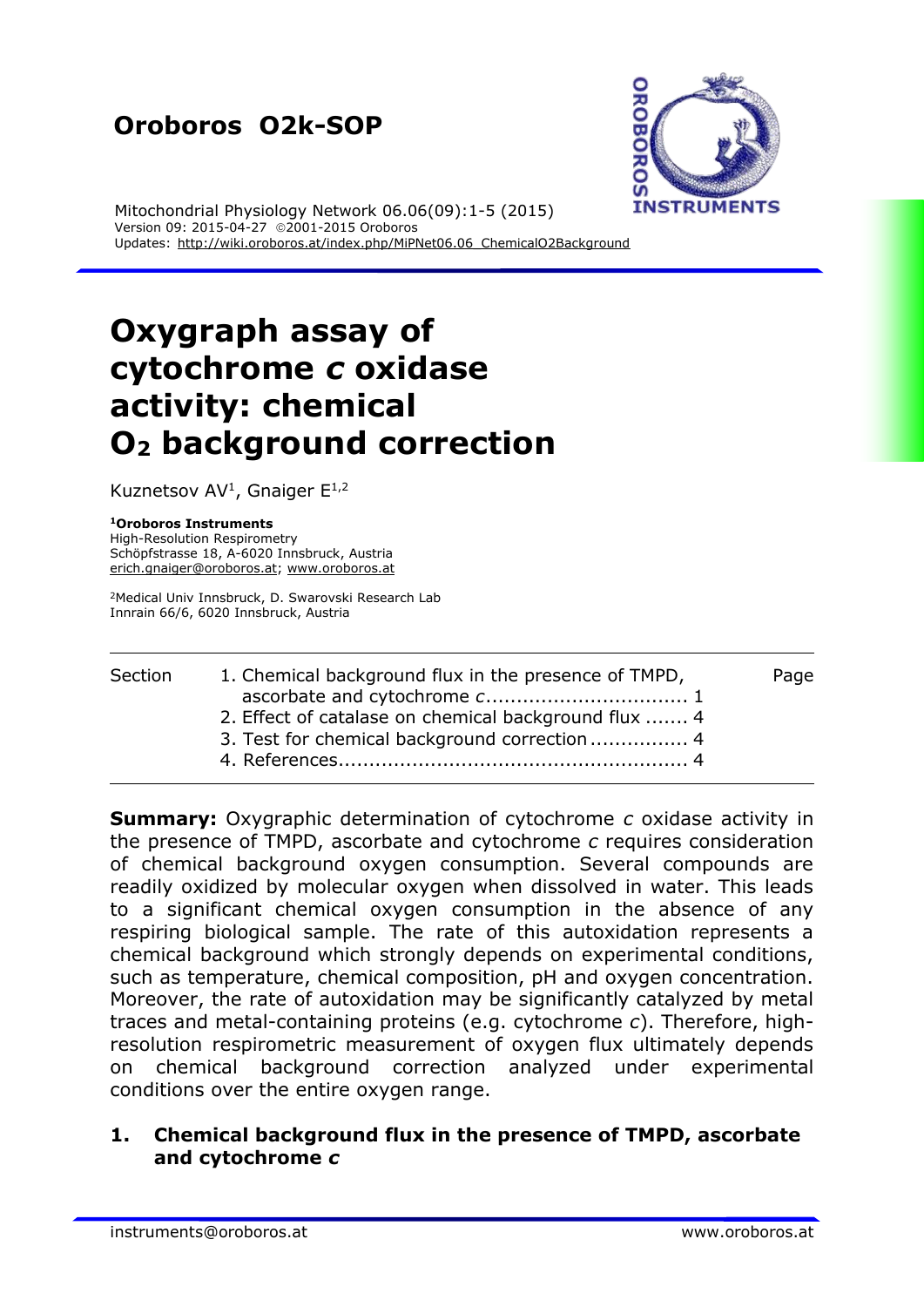# Oroboros O2k-SOP

Mitochondrial Physiology Network 06.06(09):1-5 (2015)
Version 09: 2015-04-27 ©2001-2015 Oroboros
Updates: http://wiki.oroboros.at/index.php/MiPNet06.06_ChemicalO2Background

# Oxygraph assay of cytochrome *c* oxidase activity: chemical $O_2$ background correction

Kuznetsov AV[1], Gnaiger E[1,2]

**[1]Oroboros Instruments**
High-Resolution Respirometry
Schöpfstrasse 18, A-6020 Innsbruck, Austria
erich.gnaiger@oroboros.at; www.oroboros.at

[2]Medical Univ Innsbruck, D. Swarovski Research Lab
Innrain 66/6, 6020 Innsbruck, Austria

| Section | | Page |
|---|---|---|
| | 1. Chemical background flux in the presence of TMPD, ascorbate and cytochrome *c* | 1 |
| | 2. Effect of catalase on chemical background flux | 4 |
| | 3. Test for chemical background correction | 4 |
| | 4. References | 4 |

**Summary:** Oxygraphic determination of cytochrome *c* oxidase activity in the presence of TMPD, ascorbate and cytochrome *c* requires consideration of chemical background oxygen consumption. Several compounds are readily oxidized by molecular oxygen when dissolved in water. This leads to a significant chemical oxygen consumption in the absence of any respiring biological sample. The rate of this autoxidation represents a chemical background which strongly depends on experimental conditions, such as temperature, chemical composition, pH and oxygen concentration. Moreover, the rate of autoxidation may be significantly catalyzed by metal traces and metal-containing proteins (e.g. cytochrome *c*). Therefore, high-resolution respirometric measurement of oxygen flux ultimately depends on chemical background correction analyzed under experimental conditions over the entire oxygen range.

## 1. Chemical background flux in the presence of TMPD, ascorbate and cytochrome *c*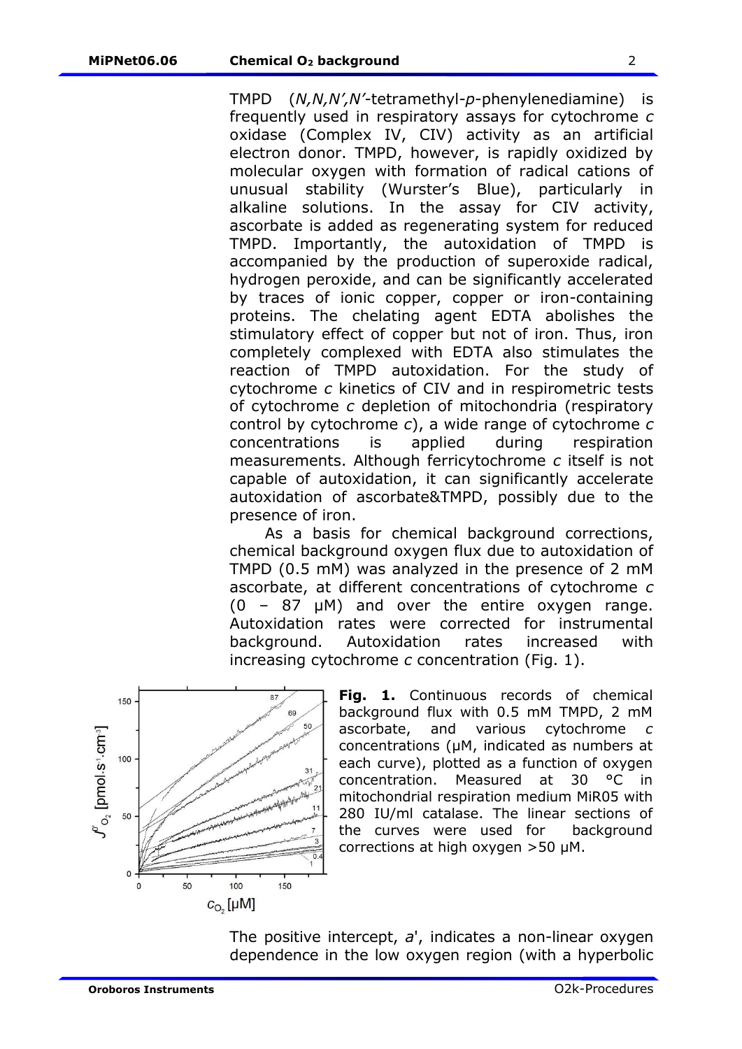TMPD (*N,N,N′,N′*-tetramethyl-*p*-phenylenediamine) is frequently used in respiratory assays for cytochrome *c* oxidase (Complex IV, CIV) activity as an artificial electron donor. TMPD, however, is rapidly oxidized by molecular oxygen with formation of radical cations of unusual stability (Wurster's Blue), particularly in alkaline solutions. In the assay for CIV activity, ascorbate is added as regenerating system for reduced TMPD. Importantly, the autoxidation of TMPD is accompanied by the production of superoxide radical, hydrogen peroxide, and can be significantly accelerated by traces of ionic copper, copper or iron-containing proteins. The chelating agent EDTA abolishes the stimulatory effect of copper but not of iron. Thus, iron completely complexed with EDTA also stimulates the reaction of TMPD autoxidation. For the study of cytochrome *c* kinetics of CIV and in respirometric tests of cytochrome *c* depletion of mitochondria (respiratory control by cytochrome *c*), a wide range of cytochrome *c* concentrations is applied during respiration measurements. Although ferricytochrome *c* itself is not capable of autoxidation, it can significantly accelerate autoxidation of ascorbate&TMPD, possibly due to the presence of iron.

As a basis for chemical background corrections, chemical background oxygen flux due to autoxidation of TMPD (0.5 mM) was analyzed in the presence of 2 mM ascorbate, at different concentrations of cytochrome *c* (0 – 87 µM) and over the entire oxygen range. Autoxidation rates were corrected for instrumental background. Autoxidation rates increased with increasing cytochrome *c* concentration (Fig. 1).

**Fig. 1.** Continuous records of chemical background flux with 0.5 mM TMPD, 2 mM ascorbate, and various cytochrome *c* concentrations (µM, indicated as numbers at each curve), plotted as a function of oxygen concentration. Measured at 30 °C in mitochondrial respiration medium MiR05 with 280 IU/ml catalase. The linear sections of the curves were used for background corrections at high oxygen >50 µM.

The positive intercept, *a*', indicates a non-linear oxygen dependence in the low oxygen region (with a hyperbolic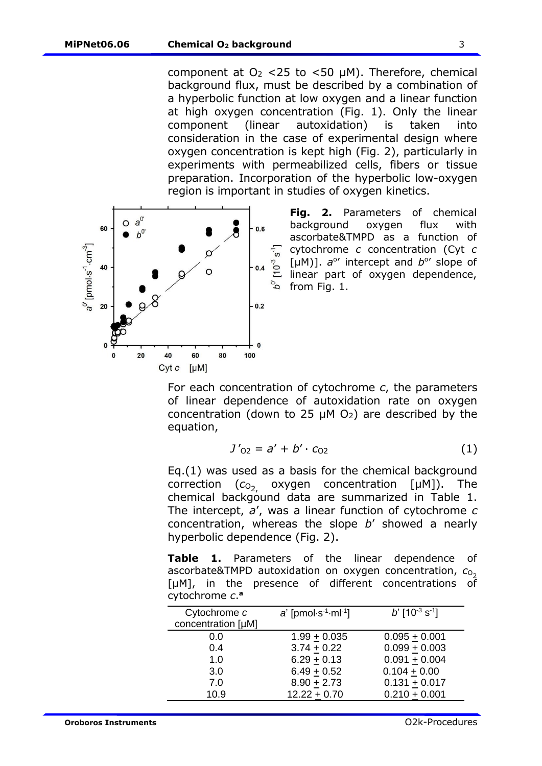component at $O_2$ <25 to <50 µM). Therefore, chemical background flux, must be described by a combination of a hyperbolic function at low oxygen and a linear function at high oxygen concentration (Fig. 1). Only the linear component (linear autoxidation) is taken into consideration in the case of experimental design where oxygen concentration is kept high (Fig. 2), particularly in experiments with permeabilized cells, fibers or tissue preparation. Incorporation of the hyperbolic low-oxygen region is important in studies of oxygen kinetics.

**Fig. 2.** Parameters of chemical background oxygen flux with ascorbate&TMPD as a function of cytochrome *c* concentration (Cyt *c* [µM)]. $a^{o\prime}$ intercept and $b^{o\prime}$ slope of linear part of oxygen dependence, from Fig. 1.

For each concentration of cytochrome *c*, the parameters of linear dependence of autoxidation rate on oxygen concentration (down to 25 µM $O_2$) are described by the equation,

$$J'_{O2} = a' + b' \cdot c_{O2} \qquad (1)$$

Eq.(1) was used as a basis for the chemical background correction ($c_{O_2,}$ oxygen concentration [µM]). The chemical backgound data are summarized in Table 1. The intercept, *a*', was a linear function of cytochrome *c* concentration, whereas the slope *b*' showed a nearly hyperbolic dependence (Fig. 2).

**Table 1.** Parameters of the linear dependence of ascorbate&TMPD autoxidation on oxygen concentration, $c_{O_2}$ [µM], in the presence of different concentrations of cytochrome *c*.[a]

| Cytochrome *c* concentration [µM] | *a*' [$\text{pmol} \cdot \text{s}^{-1} \cdot \text{ml}^{-1}$] | *b*' [$10^{-3}$ $\text{s}^{-1}$] |
|---|---|---|
| 0.0 | 1.99 ± 0.035 | 0.095 ± 0.001 |
| 0.4 | 3.74 ± 0.22 | 0.099 ± 0.003 |
| 1.0 | 6.29 ± 0.13 | 0.091 ± 0.004 |
| 3.0 | 6.49 ± 0.52 | 0.104 ± 0.00 |
| 7.0 | 8.90 ± 2.73 | 0.131 ± 0.017 |
| 10.9 | 12.22 ± 0.70 | 0.210 ± 0.001 |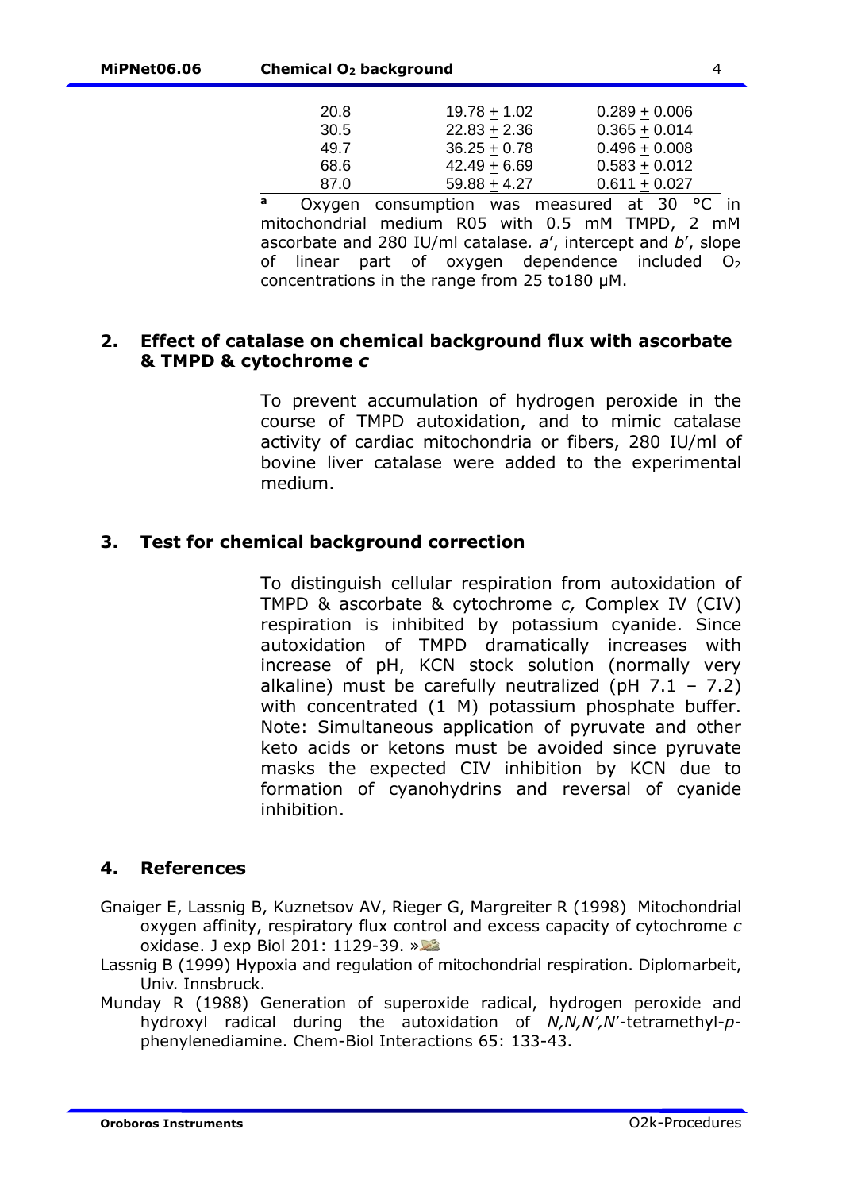| | | |
|---|---|---|
| 20.8 | 19.78 ± 1.02 | 0.289 ± 0.006 |
| 30.5 | 22.83 ± 2.36 | 0.365 ± 0.014 |
| 49.7 | 36.25 ± 0.78 | 0.496 ± 0.008 |
| 68.6 | 42.49 ± 6.69 | 0.583 ± 0.012 |
| 87.0 | 59.88 ± 4.27 | 0.611 ± 0.027 |

[a] Oxygen consumption was measured at 30 °C in mitochondrial medium R05 with 0.5 mM TMPD, 2 mM ascorbate and 280 IU/ml catalase. *a*′, intercept and *b*′, slope of linear part of oxygen dependence included $O_2$ concentrations in the range from 25 to180 µM.

## 2. Effect of catalase on chemical background flux with ascorbate & TMPD & cytochrome *c*

To prevent accumulation of hydrogen peroxide in the course of TMPD autoxidation, and to mimic catalase activity of cardiac mitochondria or fibers, 280 IU/ml of bovine liver catalase were added to the experimental medium.

## 3. Test for chemical background correction

To distinguish cellular respiration from autoxidation of TMPD & ascorbate & cytochrome *c,* Complex IV (CIV) respiration is inhibited by potassium cyanide. Since autoxidation of TMPD dramatically increases with increase of pH, KCN stock solution (normally very alkaline) must be carefully neutralized (pH 7.1 – 7.2) with concentrated (1 M) potassium phosphate buffer. Note: Simultaneous application of pyruvate and other keto acids or ketons must be avoided since pyruvate masks the expected CIV inhibition by KCN due to formation of cyanohydrins and reversal of cyanide inhibition.

## 4. References

Gnaiger E, Lassnig B, Kuznetsov AV, Rieger G, Margreiter R (1998) Mitochondrial oxygen affinity, respiratory flux control and excess capacity of cytochrome *c* oxidase. J exp Biol 201: 1129-39. »

Lassnig B (1999) Hypoxia and regulation of mitochondrial respiration. Diplomarbeit, Univ. Innsbruck.

Munday R (1988) Generation of superoxide radical, hydrogen peroxide and hydroxyl radical during the autoxidation of *N,N,N′,N*′-tetramethyl-*p*-phenylenediamine. Chem-Biol Interactions 65: 133-43.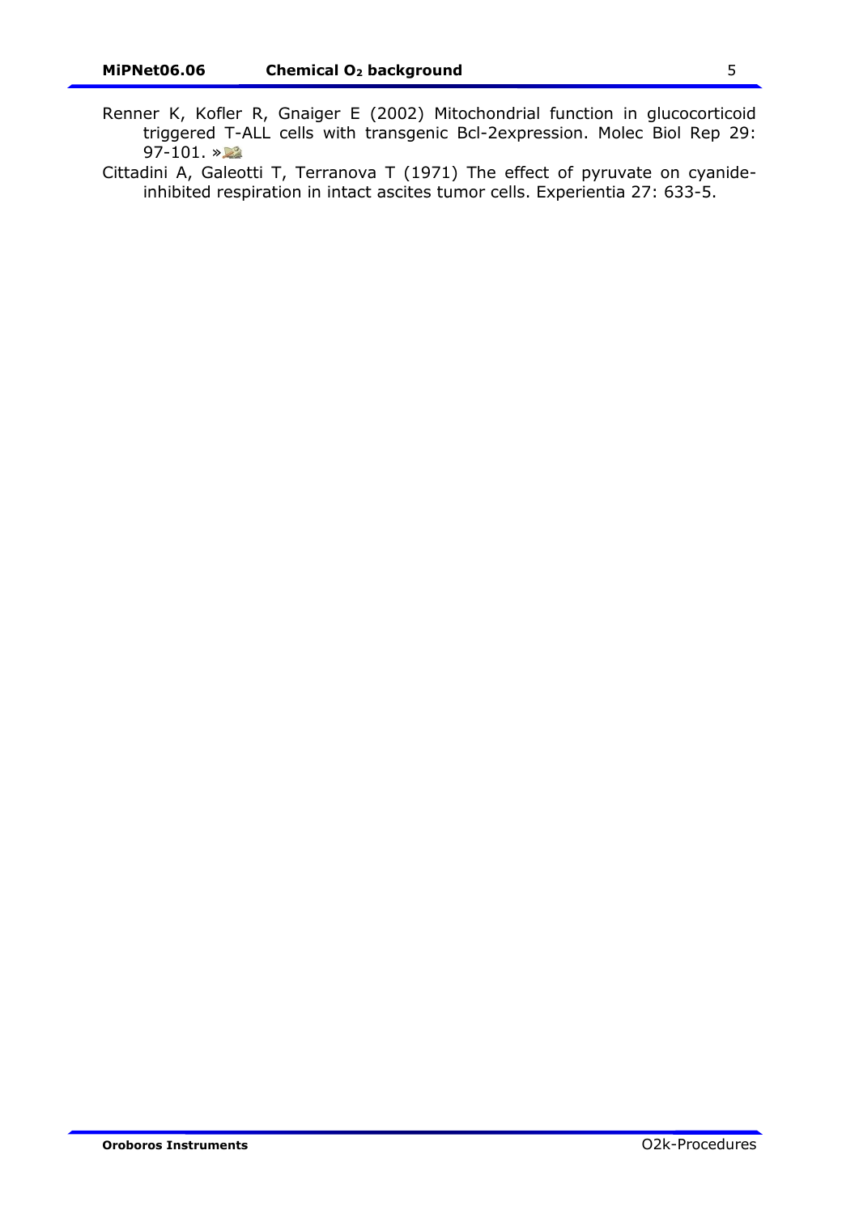Renner K, Kofler R, Gnaiger E (2002) Mitochondrial function in glucocorticoid triggered T-ALL cells with transgenic Bcl-2expression. Molec Biol Rep 29: 97-101. »

Cittadini A, Galeotti T, Terranova T (1971) The effect of pyruvate on cyanide-inhibited respiration in intact ascites tumor cells. Experientia 27: 633-5.